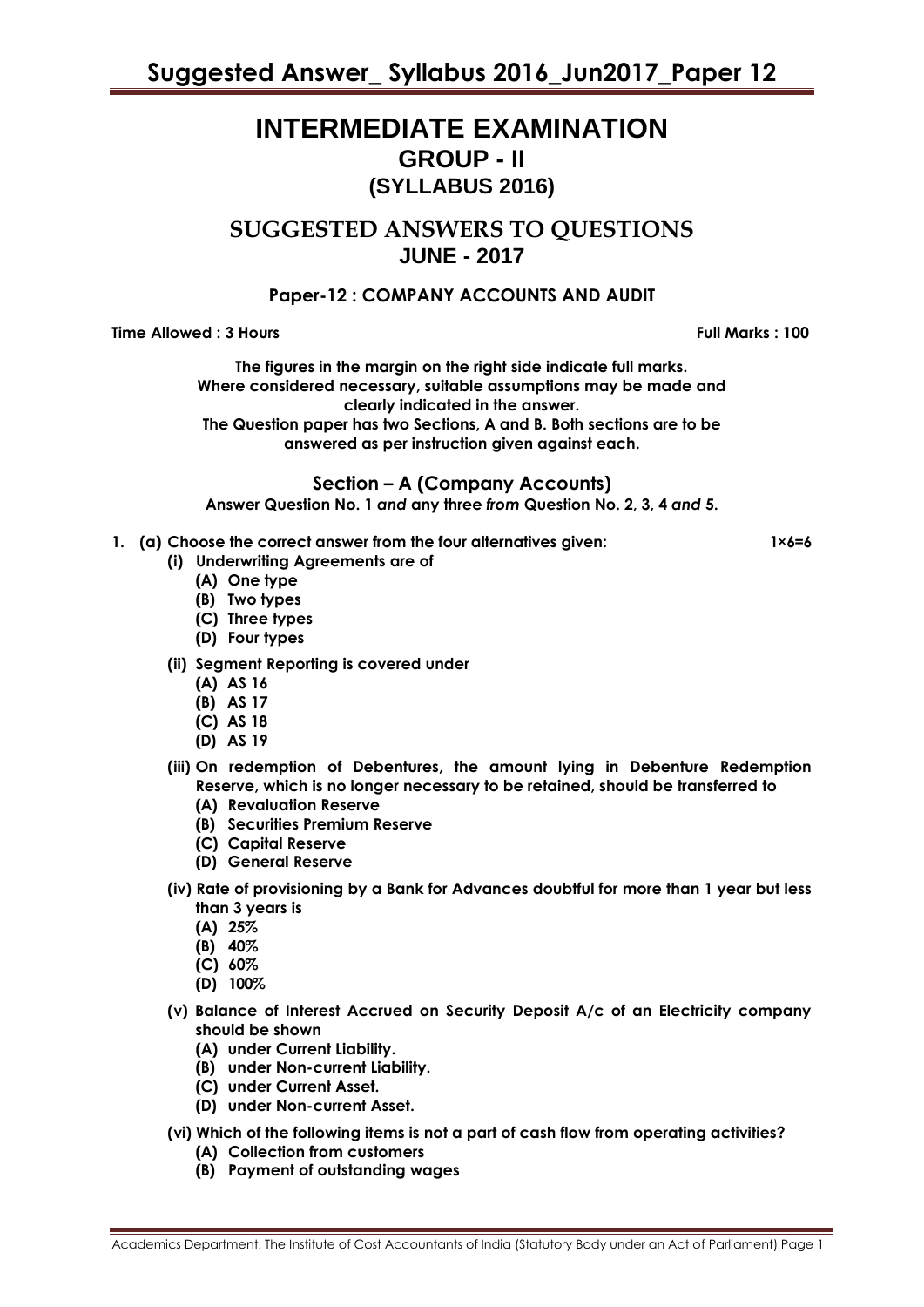# INTERMEDIATE EXAMINATION

## GROUP - II

## (SYLLABUS 2016)

## SUGGESTED ANSWERS TO QUESTIONS

## JUNE - 2017

### Paper-12 : COMPANY ACCOUNTS AND AUDIT

**Time Allowed : 3 Hours** **Full Marks : 100**

**The figures in the margin on the right side indicate full marks.**
**Where considered necessary, suitable assumptions may be made and clearly indicated in the answer.**
**The Question paper has two Sections, A and B. Both sections are to be answered as per instruction given against each.**

### Section – A (Company Accounts)

**Answer Question No. 1 *and* any three *from* Question No. 2, 3, 4 *and 5*.**

**1. (a) Choose the correct answer from the four alternatives given:** **1×6=6**

**(i) Underwriting Agreements are of**
- **(A) One type**
- **(B) Two types**
- **(C) Three types**
- **(D) Four types**

**(ii) Segment Reporting is covered under**
- **(A) AS 16**
- **(B) AS 17**
- **(C) AS 18**
- **(D) AS 19**

**(iii) On redemption of Debentures, the amount lying in Debenture Redemption Reserve, which is no longer necessary to be retained, should be transferred to**
- **(A) Revaluation Reserve**
- **(B) Securities Premium Reserve**
- **(C) Capital Reserve**
- **(D) General Reserve**

**(iv) Rate of provisioning by a Bank for Advances doubtful for more than 1 year but less than 3 years is**
- **(A) 25%**
- **(B) 40%**
- **(C) 60%**
- **(D) 100%**

**(v) Balance of Interest Accrued on Security Deposit A/c of an Electricity company should be shown**
- **(A) under Current Liability.**
- **(B) under Non-current Liability.**
- **(C) under Current Asset.**
- **(D) under Non-current Asset.**

**(vi) Which of the following items is not a part of cash flow from operating activities?**
- **(A) Collection from customers**
- **(B) Payment of outstanding wages**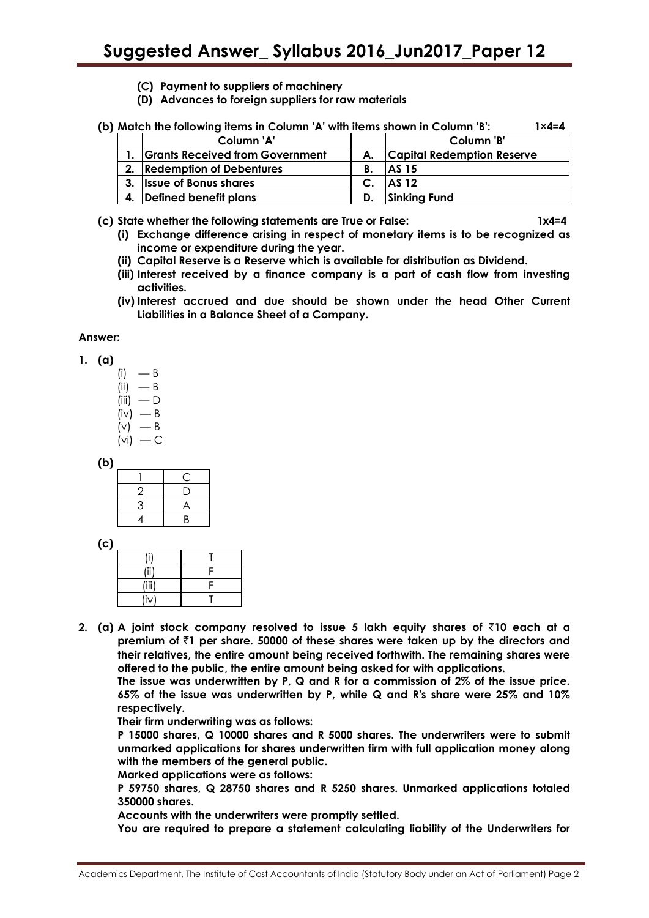(C) **Payment to suppliers of machinery**

(D) **Advances to foreign suppliers for raw materials**

**(b) Match the following items in Column 'A' with items shown in Column 'B':** **1×4=4**

| | Column 'A' | | Column 'B' |
|---|---|---|---|
| 1. | Grants Received from Government | A. | Capital Redemption Reserve |
| 2. | Redemption of Debentures | B. | AS 15 |
| 3. | Issue of Bonus shares | C. | AS 12 |
| 4. | Defined benefit plans | D. | Sinking Fund |

**(c) State whether the following statements are True or False:** **1x4=4**

**(i) Exchange difference arising in respect of monetary items is to be recognized as income or expenditure during the year.**

**(ii) Capital Reserve is a Reserve which is available for distribution as Dividend.**

**(iii) Interest received by a finance company is a part of cash flow from investing activities.**

**(iv) Interest accrued and due should be shown under the head Other Current Liabilities in a Balance Sheet of a Company.**

**Answer:**

**1. (a)**

(i) — B
(ii) — B
(iii) — D
(iv) — B
(v) — B
(vi) — C

**(b)**

| | |
|---|---|
| 1 | C |
| 2 | D |
| 3 | A |
| 4 | B |

**(c)**

| | |
|---|---|
| (i) | T |
| (ii) | F |
| (iii) | F |
| (iv) | T |

**2. (a) A joint stock company resolved to issue 5 lakh equity shares of ₹10 each at a premium of ₹1 per share. 50000 of these shares were taken up by the directors and their relatives, the entire amount being received forthwith. The remaining shares were offered to the public, the entire amount being asked for with applications.**

**The issue was underwritten by P, Q and R for a commission of 2% of the issue price. 65% of the issue was underwritten by P, while Q and R's share were 25% and 10% respectively.**

**Their firm underwriting was as follows:**

**P 15000 shares, Q 10000 shares and R 5000 shares. The underwriters were to submit unmarked applications for shares underwritten firm with full application money along with the members of the general public.**

**Marked applications were as follows:**

**P 59750 shares, Q 28750 shares and R 5250 shares. Unmarked applications totaled 350000 shares.**

**Accounts with the underwriters were promptly settled.**

**You are required to prepare a statement calculating liability of the Underwriters for**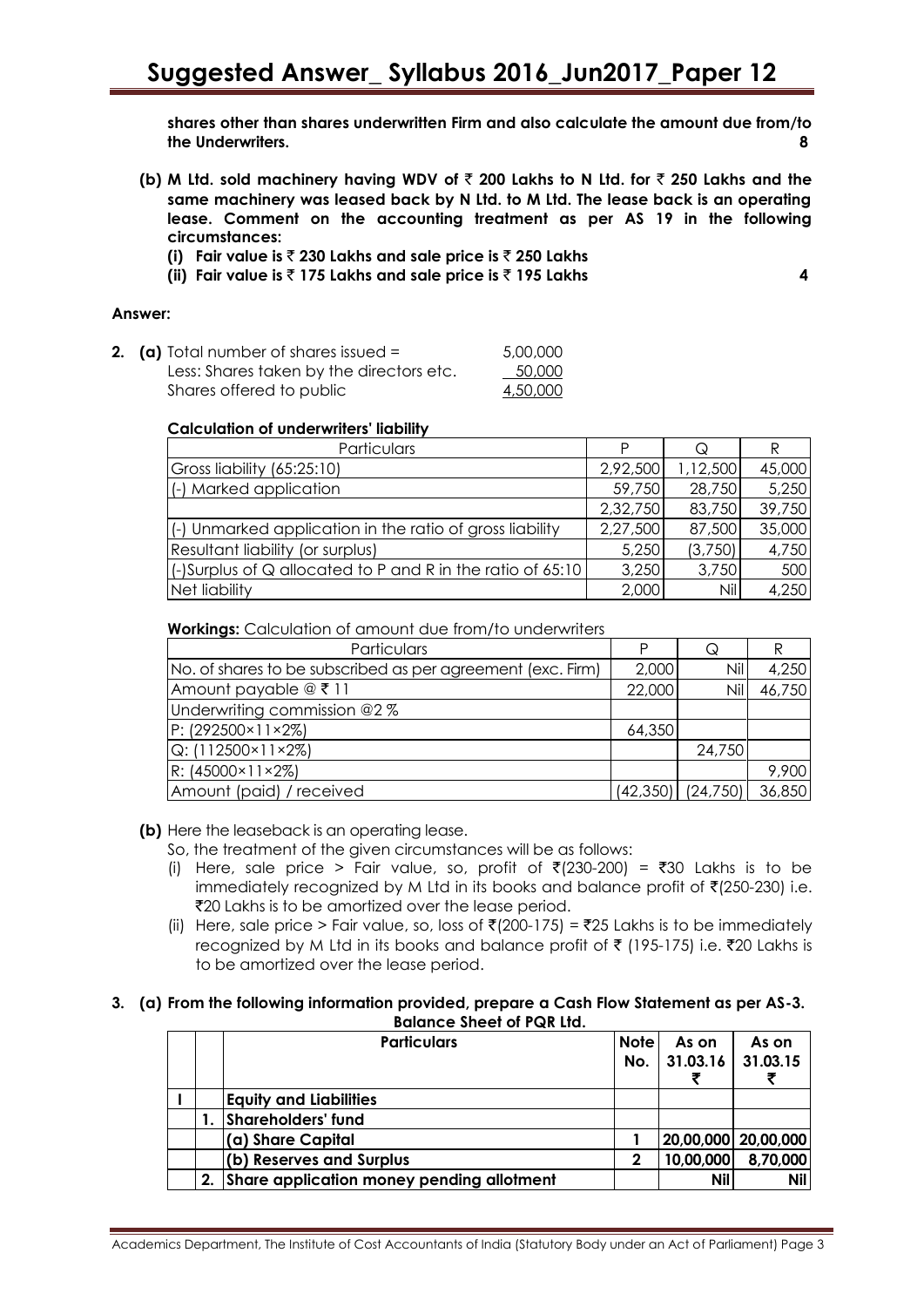**shares other than shares underwritten Firm and also calculate the amount due from/to the Underwriters. 8**

**(b) M Ltd. sold machinery having WDV of ₹ 200 Lakhs to N Ltd. for ₹ 250 Lakhs and the same machinery was leased back by N Ltd. to M Ltd. The lease back is an operating lease. Comment on the accounting treatment as per AS 19 in the following circumstances:**

**(i) Fair value is ₹ 230 Lakhs and sale price is ₹ 250 Lakhs**

**(ii) Fair value is ₹ 175 Lakhs and sale price is ₹ 195 Lakhs 4**

**Answer:**

**2. (a)** Total number of shares issued = 5,00,000

Less: Shares taken by the directors etc. 50,000

Shares offered to public 4,50,000

**Calculation of underwriters' liability**

| Particulars | P | Q | R |
|---|---|---|---|
| Gross liability (65:25:10) | 2,92,500 | 1,12,500 | 45,000 |
| (-) Marked application | 59,750 | 28,750 | 5,250 |
| | 2,32,750 | 83,750 | 39,750 |
| (-) Unmarked application in the ratio of gross liability | 2,27,500 | 87,500 | 35,000 |
| Resultant liability (or surplus) | 5,250 | (3,750) | 4,750 |
| (-)Surplus of Q allocated to P and R in the ratio of 65:10 | 3,250 | 3,750 | 500 |
| Net liability | 2,000 | Nil | 4,250 |

**Workings:** Calculation of amount due from/to underwriters

| Particulars | P | Q | R |
|---|---|---|---|
| No. of shares to be subscribed as per agreement (exc. Firm) | 2,000 | Nil | 4,250 |
| Amount payable @ ₹ 11 | 22,000 | Nil | 46,750 |
| Underwriting commission @2 % | | | |
| P: (292500×11×2%) | 64,350 | | |
| Q: (112500×11×2%) | | 24,750 | |
| R: (45000×11×2%) | | | 9,900 |
| Amount (paid) / received | (42,350) | (24,750) | 36,850 |

**(b)** Here the leaseback is an operating lease.

So, the treatment of the given circumstances will be as follows:

(i) Here, sale price > Fair value, so, profit of ₹(230-200) = ₹30 Lakhs is to be immediately recognized by M Ltd in its books and balance profit of ₹(250-230) i.e. ₹20 Lakhs is to be amortized over the lease period.

(ii) Here, sale price > Fair value, so, loss of ₹(200-175) = ₹25 Lakhs is to be immediately recognized by M Ltd in its books and balance profit of ₹ (195-175) i.e. ₹20 Lakhs is to be amortized over the lease period.

**3. (a) From the following information provided, prepare a Cash Flow Statement as per AS-3.**

**Balance Sheet of PQR Ltd.**

| | | Particulars | Note No. | As on 31.03.16 ₹ | As on 31.03.15 ₹ |
|---|---|---|---|---|---|
| **I** | | **Equity and Liabilities** | | | |
| | **1.** | **Shareholders' fund** | | | |
| | | **(a) Share Capital** | **1** | **20,00,000** | **20,00,000** |
| | | **(b) Reserves and Surplus** | **2** | **10,00,000** | **8,70,000** |
| | **2.** | **Share application money pending allotment** | | **Nil** | **Nil** |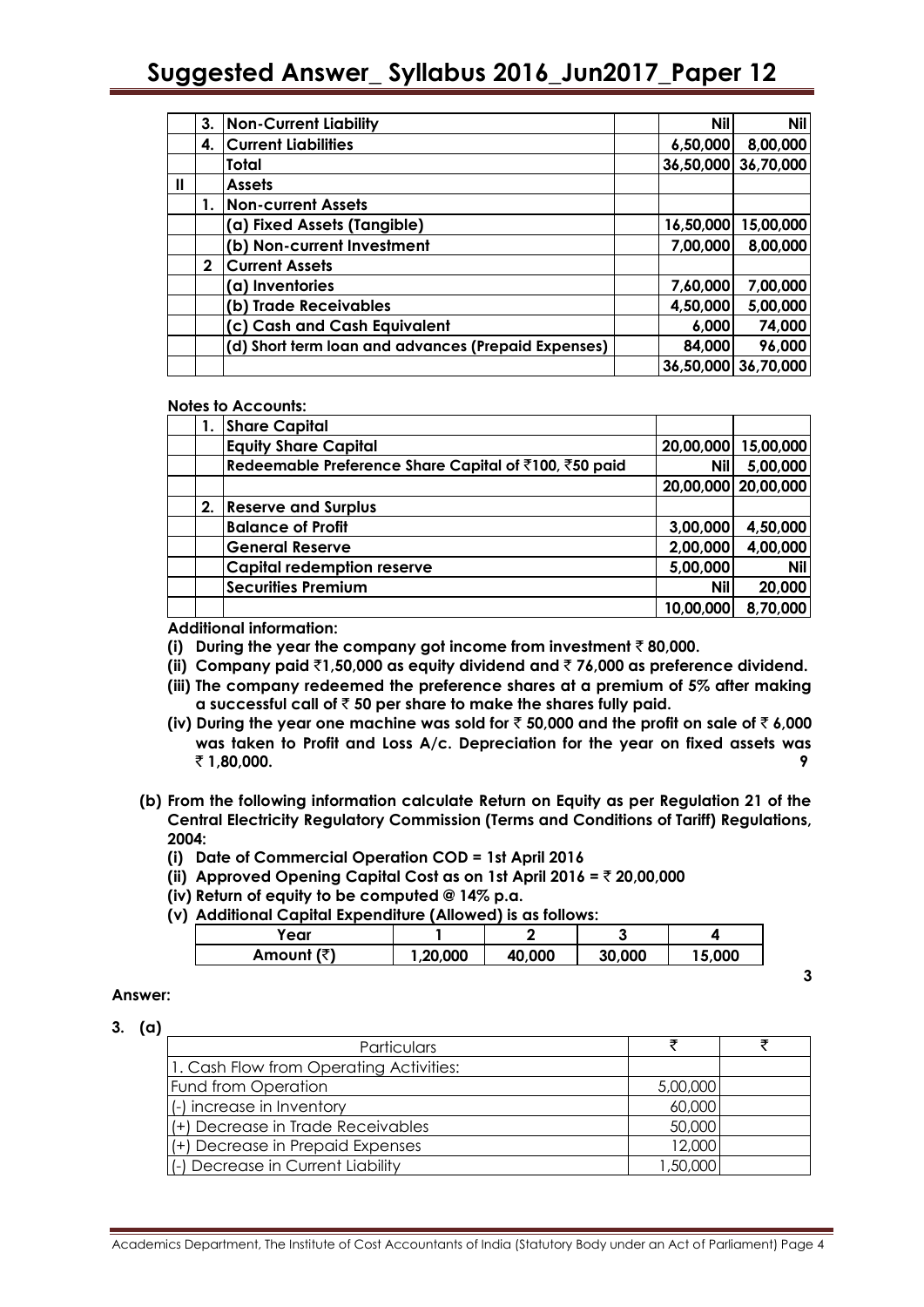|  | 3. | Non-Current Liability |  | Nil | Nil |
|---|---|---|---|---|---|
|  | 4. | Current Liabilities |  | 6,50,000 | 8,00,000 |
|  |  | Total |  | 36,50,000 | 36,70,000 |
| II |  | Assets |  |  |  |
|  | 1. | Non-current Assets |  |  |  |
|  |  | (a) Fixed Assets (Tangible) |  | 16,50,000 | 15,00,000 |
|  |  | (b) Non-current Investment |  | 7,00,000 | 8,00,000 |
|  | 2 | Current Assets |  |  |  |
|  |  | (a) Inventories |  | 7,60,000 | 7,00,000 |
|  |  | (b) Trade Receivables |  | 4,50,000 | 5,00,000 |
|  |  | (c) Cash and Cash Equivalent |  | 6,000 | 74,000 |
|  |  | (d) Short term loan and advances (Prepaid Expenses) |  | 84,000 | 96,000 |
|  |  |  |  | 36,50,000 | 36,70,000 |

**Notes to Accounts:**

|  | 1. | Share Capital |  |  |
|---|---|---|---|---|
|  |  | Equity Share Capital | 20,00,000 | 15,00,000 |
|  |  | Redeemable Preference Share Capital of ₹100, ₹50 paid | Nil | 5,00,000 |
|  |  |  | 20,00,000 | 20,00,000 |
|  | 2. | Reserve and Surplus |  |  |
|  |  | Balance of Profit | 3,00,000 | 4,50,000 |
|  |  | General Reserve | 2,00,000 | 4,00,000 |
|  |  | Capital redemption reserve | 5,00,000 | Nil |
|  |  | Securities Premium | Nil | 20,000 |
|  |  |  | 10,00,000 | 8,70,000 |

**Additional information:**

**(i) During the year the company got income from investment ₹ 80,000.**

**(ii) Company paid ₹1,50,000 as equity dividend and ₹ 76,000 as preference dividend.**

**(iii) The company redeemed the preference shares at a premium of 5% after making a successful call of ₹ 50 per share to make the shares fully paid.**

**(iv) During the year one machine was sold for ₹ 50,000 and the profit on sale of ₹ 6,000 was taken to Profit and Loss A/c. Depreciation for the year on fixed assets was ₹ 1,80,000.** **9**

**(b) From the following information calculate Return on Equity as per Regulation 21 of the Central Electricity Regulatory Commission (Terms and Conditions of Tariff) Regulations, 2004:**

**(i) Date of Commercial Operation COD = 1st April 2016**

**(ii) Approved Opening Capital Cost as on 1st April 2016 = ₹ 20,00,000**

**(iv) Return of equity to be computed @ 14% p.a.**

**(v) Additional Capital Expenditure (Allowed) is as follows:**

| Year | 1 | 2 | 3 | 4 |
|---|---|---|---|---|
| Amount (₹) | 1,20,000 | 40,000 | 30,000 | 15,000 |

**3**

**Answer:**

**3. (a)**

| Particulars | ₹ | ₹ |
|---|---|---|
| 1. Cash Flow from Operating Activities: |  |  |
| Fund from Operation | 5,00,000 |  |
| (-) increase in Inventory | 60,000 |  |
| (+) Decrease in Trade Receivables | 50,000 |  |
| (+) Decrease in Prepaid Expenses | 12,000 |  |
| (-) Decrease in Current Liability | 1,50,000 |  |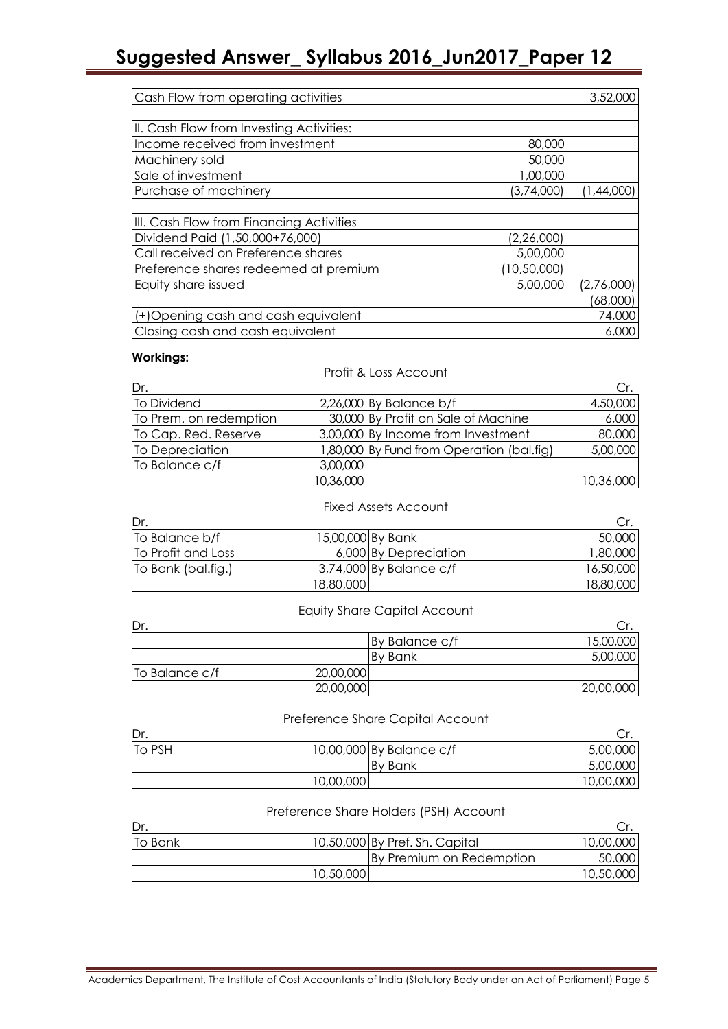| | | |
|---|---|---|
| Cash Flow from operating activities | | 3,52,000 |
| | | |
| II. Cash Flow from Investing Activities: | | |
| Income received from investment | 80,000 | |
| Machinery sold | 50,000 | |
| Sale of investment | 1,00,000 | |
| Purchase of machinery | (3,74,000) | (1,44,000) |
| | | |
| III. Cash Flow from Financing Activities | | |
| Dividend Paid (1,50,000+76,000) | (2,26,000) | |
| Call received on Preference shares | 5,00,000 | |
| Preference shares redeemed at premium | (10,50,000) | |
| Equity share issued | 5,00,000 | (2,76,000) |
| | | (68,000) |
| (+)Opening cash and cash equivalent | | 74,000 |
| Closing cash and cash equivalent | | 6,000 |

**Workings:**

Profit & Loss Account

| Dr. | | | Cr. |
|---|---|---|---|
| To Dividend | 2,26,000 | By Balance b/f | 4,50,000 |
| To Prem. on redemption | 30,000 | By Profit on Sale of Machine | 6,000 |
| To Cap. Red. Reserve | 3,00,000 | By Income from Investment | 80,000 |
| To Depreciation | 1,80,000 | By Fund from Operation (bal.fig) | 5,00,000 |
| To Balance c/f | 3,00,000 | | |
| | 10,36,000 | | 10,36,000 |

Fixed Assets Account

| Dr. | | | Cr. |
|---|---|---|---|
| To Balance b/f | 15,00,000 | By Bank | 50,000 |
| To Profit and Loss | 6,000 | By Depreciation | 1,80,000 |
| To Bank (bal.fig.) | 3,74,000 | By Balance c/f | 16,50,000 |
| | 18,80,000 | | 18,80,000 |

Equity Share Capital Account

| Dr. | | | Cr. |
|---|---|---|---|
| | | By Balance c/f | 15,00,000 |
| | | By Bank | 5,00,000 |
| To Balance c/f | 20,00,000 | | |
| | 20,00,000 | | 20,00,000 |

Preference Share Capital Account

| Dr. | | | Cr. |
|---|---|---|---|
| To PSH | 10,00,000 | By Balance c/f | 5,00,000 |
| | | By Bank | 5,00,000 |
| | 10,00,000 | | 10,00,000 |

Preference Share Holders (PSH) Account

| Dr. | | | Cr. |
|---|---|---|---|
| To Bank | 10,50,000 | By Pref. Sh. Capital | 10,00,000 |
| | | By Premium on Redemption | 50,000 |
| | 10,50,000 | | 10,50,000 |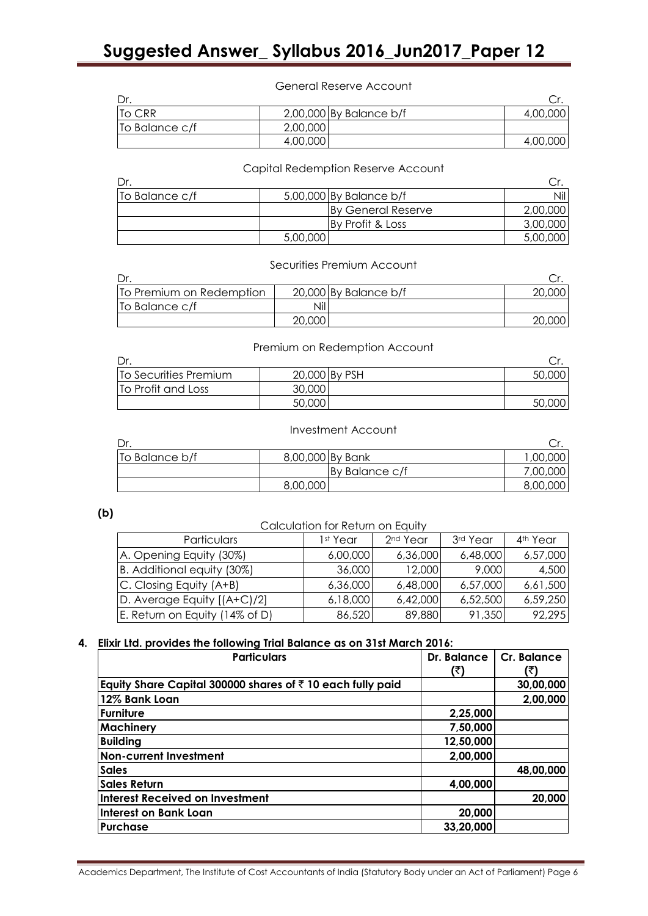General Reserve Account

| Dr. | | | Cr. |
|---|---|---|---|
| To CRR | 2,00,000 | By Balance b/f | 4,00,000 |
| To Balance c/f | 2,00,000 | | |
| | 4,00,000 | | 4,00,000 |

Capital Redemption Reserve Account

| Dr. | | | Cr. |
|---|---|---|---|
| To Balance c/f | 5,00,000 | By Balance b/f | Nil |
| | | By General Reserve | 2,00,000 |
| | | By Profit & Loss | 3,00,000 |
| | 5,00,000 | | 5,00,000 |

Securities Premium Account

| Dr. | | | Cr. |
|---|---|---|---|
| To Premium on Redemption | 20,000 | By Balance b/f | 20,000 |
| To Balance c/f | Nil | | |
| | 20,000 | | 20,000 |

Premium on Redemption Account

| Dr. | | | Cr. |
|---|---|---|---|
| To Securities Premium | 20,000 | By PSH | 50,000 |
| To Profit and Loss | 30,000 | | |
| | 50,000 | | 50,000 |

Investment Account

| Dr. | | | Cr. |
|---|---|---|---|
| To Balance b/f | 8,00,000 | By Bank | 1,00,000 |
| | | By Balance c/f | 7,00,000 |
| | 8,00,000 | | 8,00,000 |

**(b)**

Calculation for Return on Equity

| Particulars | 1st Year | 2nd Year | 3rd Year | 4th Year |
|---|---|---|---|---|
| A. Opening Equity (30%) | 6,00,000 | 6,36,000 | 6,48,000 | 6,57,000 |
| B. Additional equity (30%) | 36,000 | 12,000 | 9,000 | 4,500 |
| C. Closing Equity (A+B) | 6,36,000 | 6,48,000 | 6,57,000 | 6,61,500 |
| D. Average Equity [(A+C)/2] | 6,18,000 | 6,42,000 | 6,52,500 | 6,59,250 |
| E. Return on Equity (14% of D) | 86,520 | 89,880 | 91,350 | 92,295 |

**4. Elixir Ltd. provides the following Trial Balance as on 31st March 2016:**

| Particulars | Dr. Balance (₹) | Cr. Balance (₹) |
|---|---|---|
| **Equity Share Capital 300000 shares of ₹ 10 each fully paid** | | **30,00,000** |
| **12% Bank Loan** | | **2,00,000** |
| **Furniture** | **2,25,000** | |
| **Machinery** | **7,50,000** | |
| **Building** | **12,50,000** | |
| **Non-current Investment** | **2,00,000** | |
| **Sales** | | **48,00,000** |
| **Sales Return** | **4,00,000** | |
| **Interest Received on Investment** | | **20,000** |
| **Interest on Bank Loan** | **20,000** | |
| **Purchase** | **33,20,000** | |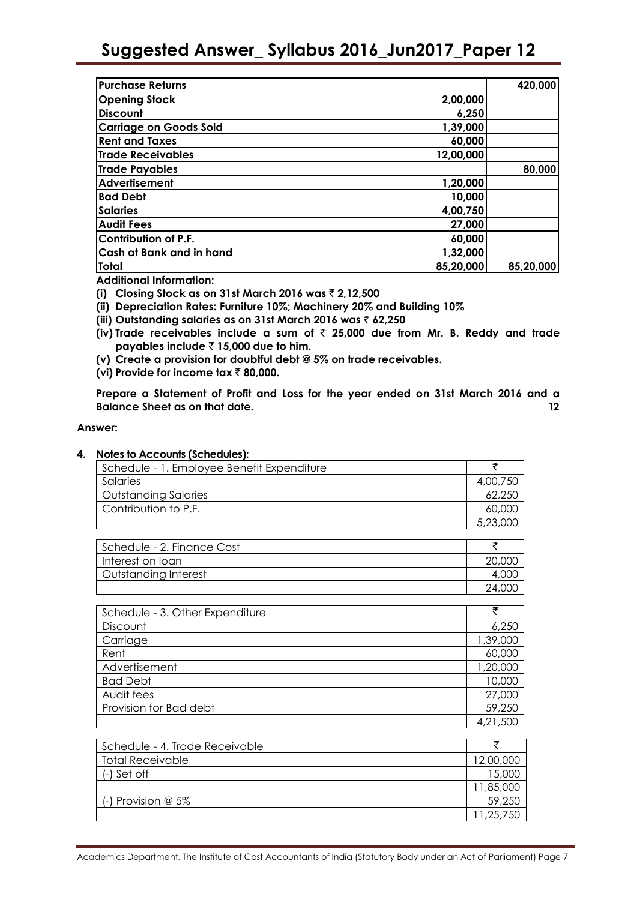| | | |
|---|---|---|
| **Purchase Returns** | | **420,000** |
| **Opening Stock** | **2,00,000** | |
| **Discount** | **6,250** | |
| **Carriage on Goods Sold** | **1,39,000** | |
| **Rent and Taxes** | **60,000** | |
| **Trade Receivables** | **12,00,000** | |
| **Trade Payables** | | **80,000** |
| **Advertisement** | **1,20,000** | |
| **Bad Debt** | **10,000** | |
| **Salaries** | **4,00,750** | |
| **Audit Fees** | **27,000** | |
| **Contribution of P.F.** | **60,000** | |
| **Cash at Bank and in hand** | **1,32,000** | |
| **Total** | **85,20,000** | **85,20,000** |

**Additional Information:**

**(i) Closing Stock as on 31st March 2016 was ₹ 2,12,500**

**(ii) Depreciation Rates: Furniture 10%; Machinery 20% and Building 10%**

**(iii) Outstanding salaries as on 31st March 2016 was ₹ 62,250**

**(iv) Trade receivables include a sum of ₹ 25,000 due from Mr. B. Reddy and trade payables include ₹ 15,000 due to him.**

**(v) Create a provision for doubtful debt @ 5% on trade receivables.**

**(vi) Provide for income tax ₹ 80,000.**

**Prepare a Statement of Profit and Loss for the year ended on 31st March 2016 and a Balance Sheet as on that date. 12**

**Answer:**

**4. Notes to Accounts (Schedules):**

| Schedule - 1. Employee Benefit Expenditure | ₹ |
|---|---|
| Salaries | 4,00,750 |
| Outstanding Salaries | 62,250 |
| Contribution to P.F. | 60,000 |
| | 5,23,000 |

| Schedule - 2. Finance Cost | ₹ |
|---|---|
| Interest on loan | 20,000 |
| Outstanding Interest | 4,000 |
| | 24,000 |

| Schedule - 3. Other Expenditure | ₹ |
|---|---|
| Discount | 6,250 |
| Carriage | 1,39,000 |
| Rent | 60,000 |
| Advertisement | 1,20,000 |
| Bad Debt | 10,000 |
| Audit fees | 27,000 |
| Provision for Bad debt | 59,250 |
| | 4,21,500 |

| Schedule - 4. Trade Receivable | ₹ |
|---|---|
| Total Receivable | 12,00,000 |
| (-) Set off | 15,000 |
| | 11,85,000 |
| (-) Provision @ 5% | 59,250 |
| | 11,25,750 |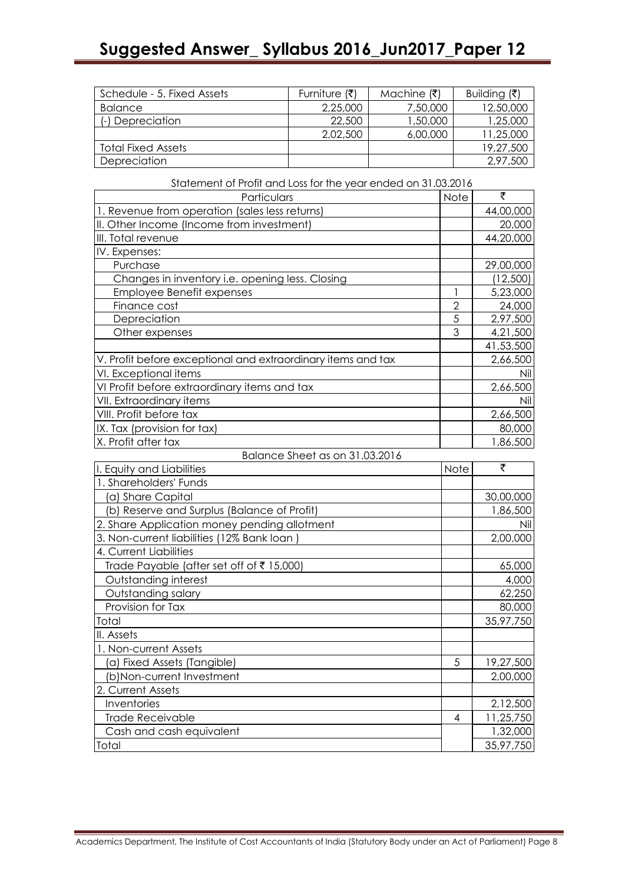| Schedule - 5. Fixed Assets | Furniture (₹) | Machine (₹) | Building (₹) |
|---|---|---|---|
| Balance | 2,25,000 | 7,50,000 | 12,50,000 |
| (-) Depreciation | 22,500 | 1,50,000 | 1,25,000 |
| | 2,02,500 | 6,00,000 | 11,25,000 |
| Total Fixed Assets | | | 19,27,500 |
| Depreciation | | | 2,97,500 |

Statement of Profit and Loss for the year ended on 31.03.2016

| Particulars | Note | ₹ |
|---|---|---|
| 1. Revenue from operation (sales less returns) | | 44,00,000 |
| II. Other Income (Income from investment) | | 20,000 |
| III. Total revenue | | 44,20,000 |
| IV. Expenses: | | |
| Purchase | | 29,00,000 |
| Changes in inventory i.e. opening less. Closing | | (12,500) |
| Employee Benefit expenses | 1 | 5,23,000 |
| Finance cost | 2 | 24,000 |
| Depreciation | 5 | 2,97,500 |
| Other expenses | 3 | 4,21,500 |
| | | 41,53,500 |
| V. Profit before exceptional and extraordinary items and tax | | 2,66,500 |
| VI. Exceptional items | | Nil |
| VI Profit before extraordinary items and tax | | 2,66,500 |
| VII. Extraordinary items | | Nil |
| VIII. Profit before tax | | 2,66,500 |
| IX. Tax (provision for tax) | | 80,000 |
| X. Profit after tax | | 1,86,500 |

Balance Sheet as on 31.03.2016

| I. Equity and Liabilities | Note | ₹ |
|---|---|---|
| 1. Shareholders' Funds | | |
| (a) Share Capital | | 30,00,000 |
| (b) Reserve and Surplus (Balance of Profit) | | 1,86,500 |
| 2. Share Application money pending allotment | | Nil |
| 3. Non-current liabilities (12% Bank loan ) | | 2,00,000 |
| 4. Current Liabilities | | |
| Trade Payable (after set off of ₹ 15,000) | | 65,000 |
| Outstanding interest | | 4,000 |
| Outstanding salary | | 62,250 |
| Provision for Tax | | 80,000 |
| Total | | 35,97,750 |
| II. Assets | | |
| 1. Non-current Assets | | |
| (a) Fixed Assets (Tangible) | 5 | 19,27,500 |
| (b)Non-current Investment | | 2,00,000 |
| 2. Current Assets | | |
| Inventories | | 2,12,500 |
| Trade Receivable | 4 | 11,25,750 |
| Cash and cash equivalent | | 1,32,000 |
| Total | | 35,97,750 |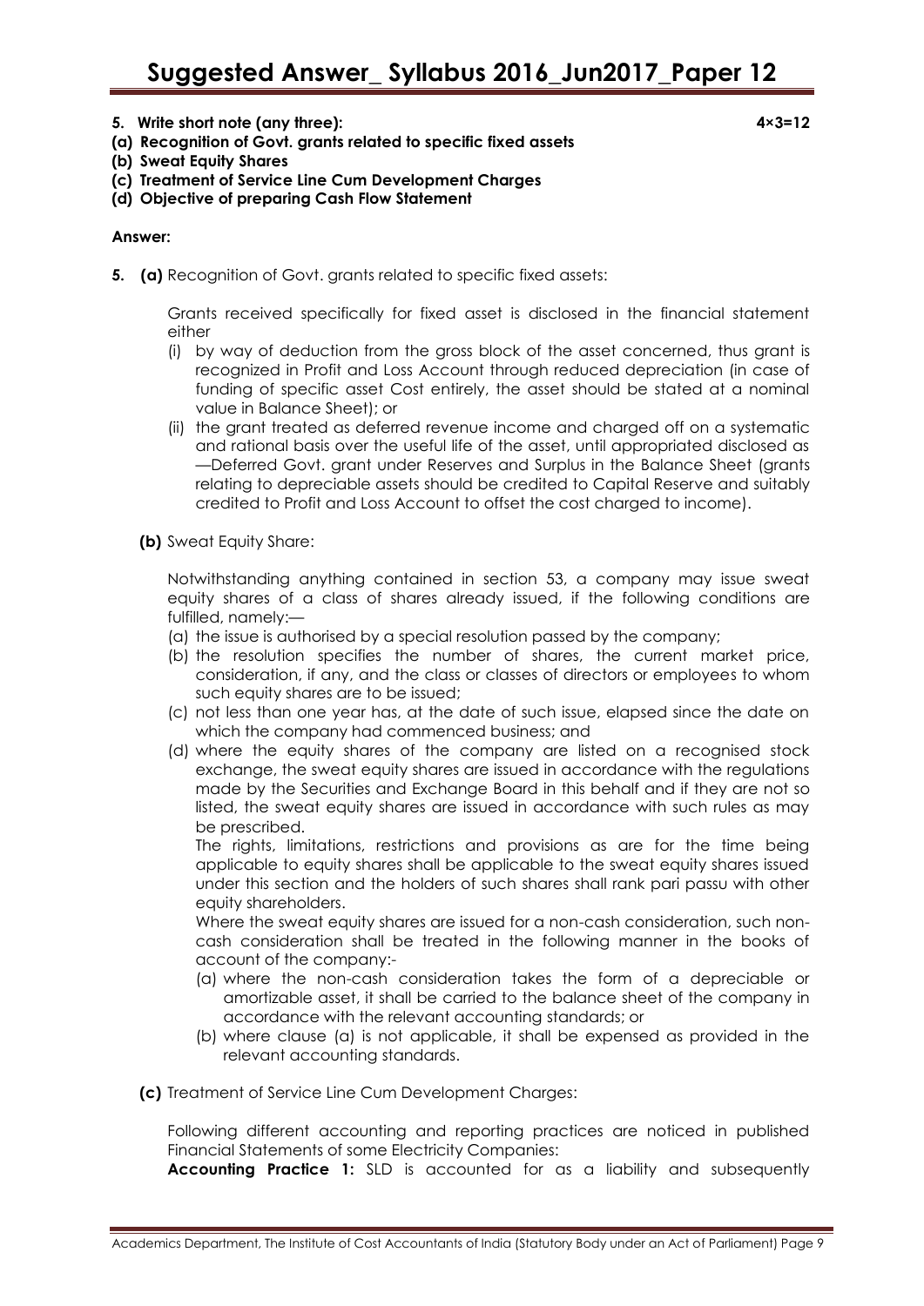**5. Write short note (any three):** **4×3=12**

**(a) Recognition of Govt. grants related to specific fixed assets**

**(b) Sweat Equity Shares**

**(c) Treatment of Service Line Cum Development Charges**

**(d) Objective of preparing Cash Flow Statement**

**Answer:**

**5. (a)** Recognition of Govt. grants related to specific fixed assets:

Grants received specifically for fixed asset is disclosed in the financial statement either

(i) by way of deduction from the gross block of the asset concerned, thus grant is recognized in Profit and Loss Account through reduced depreciation (in case of funding of specific asset Cost entirely, the asset should be stated at a nominal value in Balance Sheet); or

(ii) the grant treated as deferred revenue income and charged off on a systematic and rational basis over the useful life of the asset, until appropriated disclosed as ―Deferred Govt. grant under Reserves and Surplus in the Balance Sheet (grants relating to depreciable assets should be credited to Capital Reserve and suitably credited to Profit and Loss Account to offset the cost charged to income).

**(b)** Sweat Equity Share:

Notwithstanding anything contained in section 53, a company may issue sweat equity shares of a class of shares already issued, if the following conditions are fulfilled, namely:—

(a) the issue is authorised by a special resolution passed by the company;

(b) the resolution specifies the number of shares, the current market price, consideration, if any, and the class or classes of directors or employees to whom such equity shares are to be issued;

(c) not less than one year has, at the date of such issue, elapsed since the date on which the company had commenced business; and

(d) where the equity shares of the company are listed on a recognised stock exchange, the sweat equity shares are issued in accordance with the regulations made by the Securities and Exchange Board in this behalf and if they are not so listed, the sweat equity shares are issued in accordance with such rules as may be prescribed.

The rights, limitations, restrictions and provisions as are for the time being applicable to equity shares shall be applicable to the sweat equity shares issued under this section and the holders of such shares shall rank pari passu with other equity shareholders.

Where the sweat equity shares are issued for a non-cash consideration, such non-cash consideration shall be treated in the following manner in the books of account of the company:-

(a) where the non-cash consideration takes the form of a depreciable or amortizable asset, it shall be carried to the balance sheet of the company in accordance with the relevant accounting standards; or

(b) where clause (a) is not applicable, it shall be expensed as provided in the relevant accounting standards.

**(c)** Treatment of Service Line Cum Development Charges:

Following different accounting and reporting practices are noticed in published Financial Statements of some Electricity Companies:

**Accounting Practice 1:** SLD is accounted for as a liability and subsequently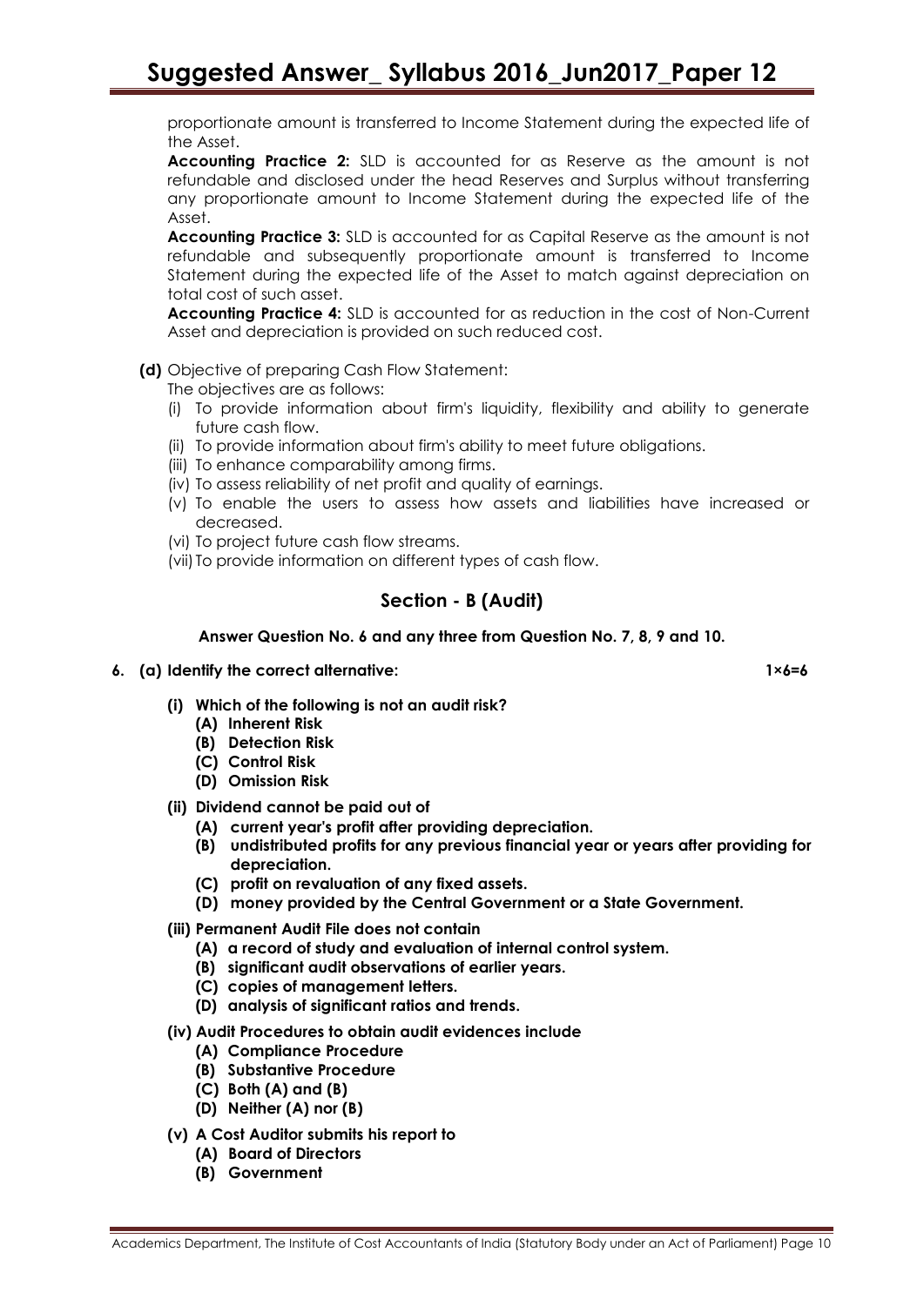proportionate amount is transferred to Income Statement during the expected life of the Asset.

**Accounting Practice 2:** SLD is accounted for as Reserve as the amount is not refundable and disclosed under the head Reserves and Surplus without transferring any proportionate amount to Income Statement during the expected life of the Asset.

**Accounting Practice 3:** SLD is accounted for as Capital Reserve as the amount is not refundable and subsequently proportionate amount is transferred to Income Statement during the expected life of the Asset to match against depreciation on total cost of such asset.

**Accounting Practice 4:** SLD is accounted for as reduction in the cost of Non-Current Asset and depreciation is provided on such reduced cost.

**(d)** Objective of preparing Cash Flow Statement:

The objectives are as follows:

(i) To provide information about firm's liquidity, flexibility and ability to generate future cash flow.

(ii) To provide information about firm's ability to meet future obligations.

(iii) To enhance comparability among firms.

(iv) To assess reliability of net profit and quality of earnings.

(v) To enable the users to assess how assets and liabilities have increased or decreased.

(vi) To project future cash flow streams.

(vii) To provide information on different types of cash flow.

## Section - B (Audit)

**Answer Question No. 6 and any three from Question No. 7, 8, 9 and 10.**

**6. (a) Identify the correct alternative: 1×6=6**

**(i) Which of the following is not an audit risk?**
- **(A) Inherent Risk**
- **(B) Detection Risk**
- **(C) Control Risk**
- **(D) Omission Risk**

**(ii) Dividend cannot be paid out of**
- **(A) current year's profit after providing depreciation.**
- **(B) undistributed profits for any previous financial year or years after providing for depreciation.**
- **(C) profit on revaluation of any fixed assets.**
- **(D) money provided by the Central Government or a State Government.**

**(iii) Permanent Audit File does not contain**
- **(A) a record of study and evaluation of internal control system.**
- **(B) significant audit observations of earlier years.**
- **(C) copies of management letters.**
- **(D) analysis of significant ratios and trends.**

**(iv) Audit Procedures to obtain audit evidences include**
- **(A) Compliance Procedure**
- **(B) Substantive Procedure**
- **(C) Both (A) and (B)**
- **(D) Neither (A) nor (B)**

**(v) A Cost Auditor submits his report to**
- **(A) Board of Directors**
- **(B) Government**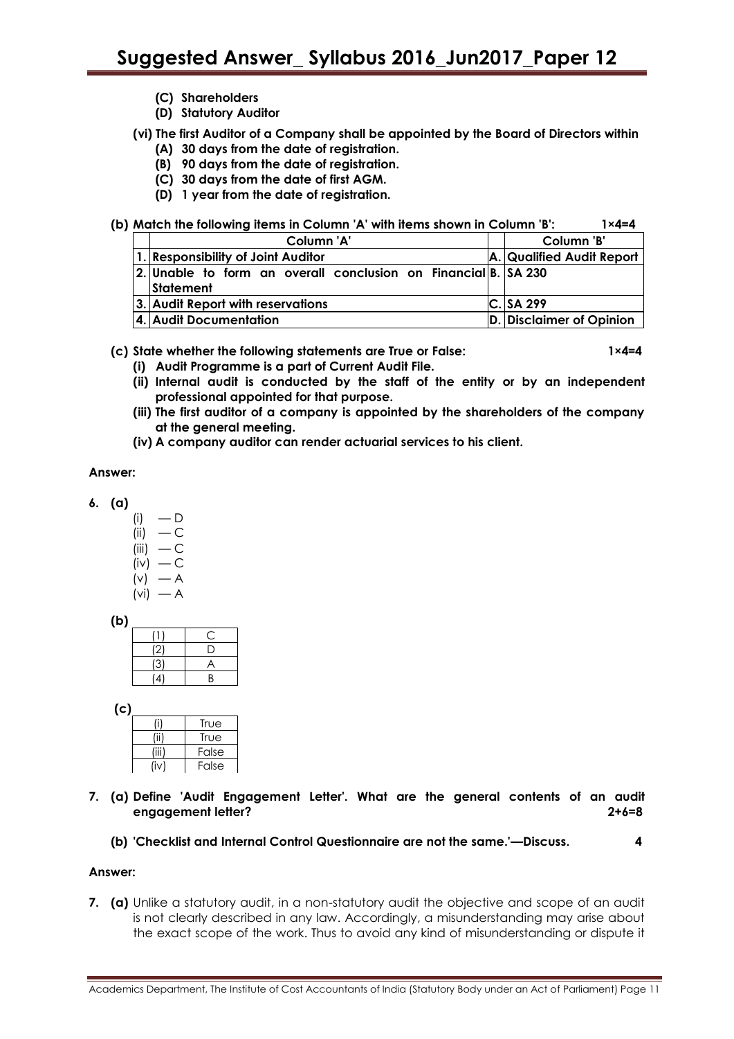**(C) Shareholders**

**(D) Statutory Auditor**

**(vi) The first Auditor of a Company shall be appointed by the Board of Directors within**

**(A) 30 days from the date of registration.**

**(B) 90 days from the date of registration.**

**(C) 30 days from the date of first AGM.**

**(D) 1 year from the date of registration.**

**(b) Match the following items in Column 'A' with items shown in Column 'B': 1×4=4**

| | Column 'A' | | Column 'B' |
|---|---|---|---|
| 1. | Responsibility of Joint Auditor | A. | Qualified Audit Report |
| 2. | Unable to form an overall conclusion on Financial Statement | B. | SA 230 |
| 3. | Audit Report with reservations | C. | SA 299 |
| 4. | Audit Documentation | D. | Disclaimer of Opinion |

**(c) State whether the following statements are True or False: 1×4=4**

**(i) Audit Programme is a part of Current Audit File.**

**(ii) Internal audit is conducted by the staff of the entity or by an independent professional appointed for that purpose.**

**(iii) The first auditor of a company is appointed by the shareholders of the company at the general meeting.**

**(iv) A company auditor can render actuarial services to his client.**

**Answer:**

**6. (a)**

(i) — D
(ii) — C
(iii) — C
(iv) — C
(v) — A
(vi) — A

**(b)**

| | |
|---|---|
| (1) | C |
| (2) | D |
| (3) | A |
| (4) | B |

**(c)**

| | |
|---|---|
| (i) | True |
| (ii) | True |
| (iii) | False |
| (iv) | False |

**7. (a) Define 'Audit Engagement Letter'. What are the general contents of an audit engagement letter? 2+6=8**

**(b) 'Checklist and Internal Control Questionnaire are not the same.'—Discuss. 4**

**Answer:**

**7. (a)** Unlike a statutory audit, in a non-statutory audit the objective and scope of an audit is not clearly described in any law. Accordingly, a misunderstanding may arise about the exact scope of the work. Thus to avoid any kind of misunderstanding or dispute it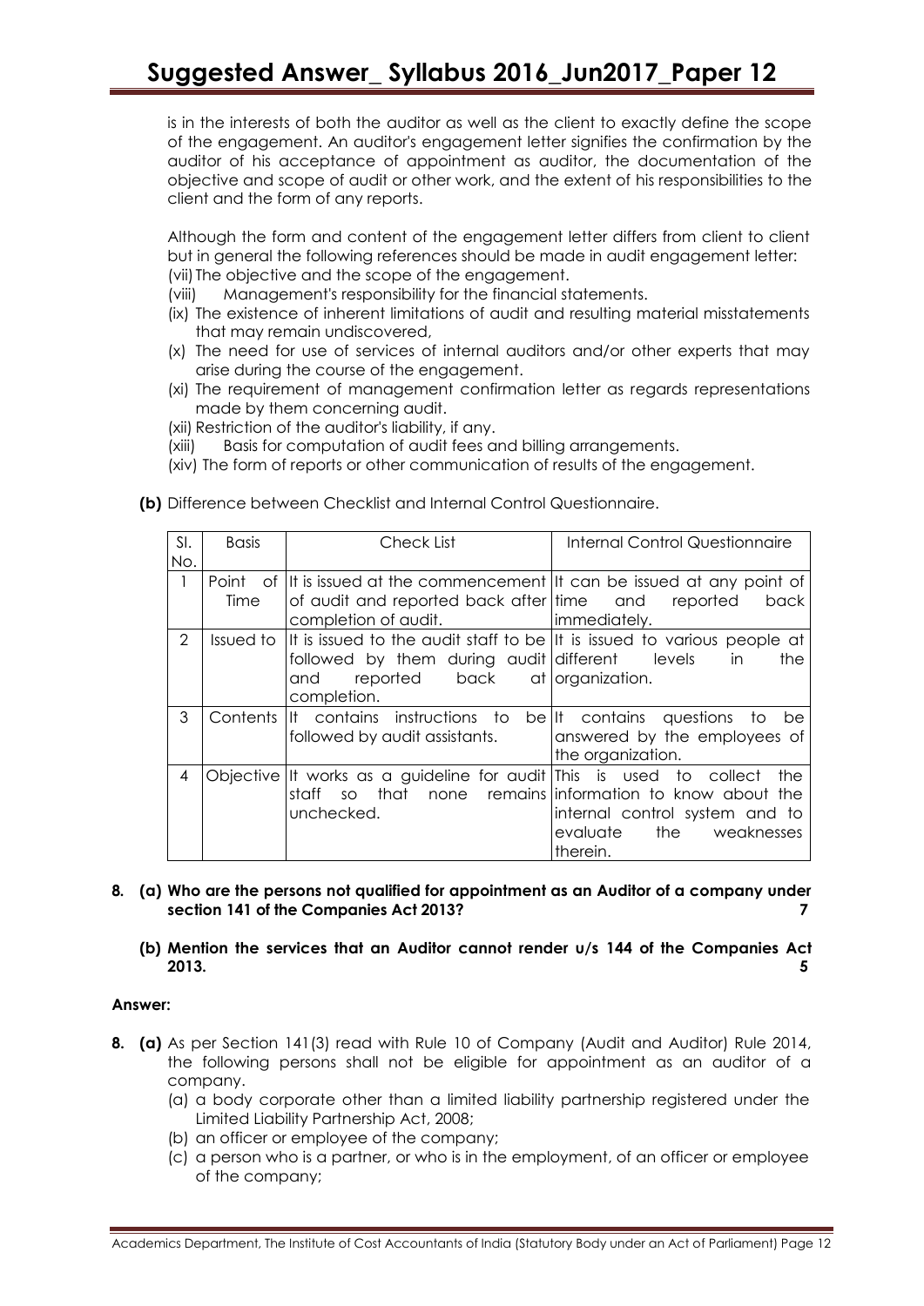is in the interests of both the auditor as well as the client to exactly define the scope of the engagement. An auditor's engagement letter signifies the confirmation by the auditor of his acceptance of appointment as auditor, the documentation of the objective and scope of audit or other work, and the extent of his responsibilities to the client and the form of any reports.

Although the form and content of the engagement letter differs from client to client but in general the following references should be made in audit engagement letter:

(vii) The objective and the scope of the engagement.
(viii) Management's responsibility for the financial statements.
(ix) The existence of inherent limitations of audit and resulting material misstatements that may remain undiscovered,
(x) The need for use of services of internal auditors and/or other experts that may arise during the course of the engagement.
(xi) The requirement of management confirmation letter as regards representations made by them concerning audit.
(xii) Restriction of the auditor's liability, if any.
(xiii) Basis for computation of audit fees and billing arrangements.
(xiv) The form of reports or other communication of results of the engagement.

**(b)** Difference between Checklist and Internal Control Questionnaire.

| Sl. No. | Basis | Check List | Internal Control Questionnaire |
|---|---|---|---|
| 1 | Point of Time | It is issued at the commencement of audit and reported back after completion of audit. | It can be issued at any point of time and reported back immediately. |
| 2 | Issued to | It is issued to the audit staff to be followed by them during audit and reported back at completion. | It is issued to various people at different levels in the organization. |
| 3 | Contents | It contains instructions to be followed by audit assistants. | It contains questions to be answered by the employees of the organization. |
| 4 | Objective | It works as a guideline for audit staff so that none remains unchecked. | This is used to collect the information to know about the internal control system and to evaluate the weaknesses therein. |

**8. (a) Who are the persons not qualified for appointment as an Auditor of a company under section 141 of the Companies Act 2013? 7**

**(b) Mention the services that an Auditor cannot render u/s 144 of the Companies Act 2013. 5**

**Answer:**

**8. (a)** As per Section 141(3) read with Rule 10 of Company (Audit and Auditor) Rule 2014, the following persons shall not be eligible for appointment as an auditor of a company.

(a) a body corporate other than a limited liability partnership registered under the Limited Liability Partnership Act, 2008;
(b) an officer or employee of the company;
(c) a person who is a partner, or who is in the employment, of an officer or employee of the company;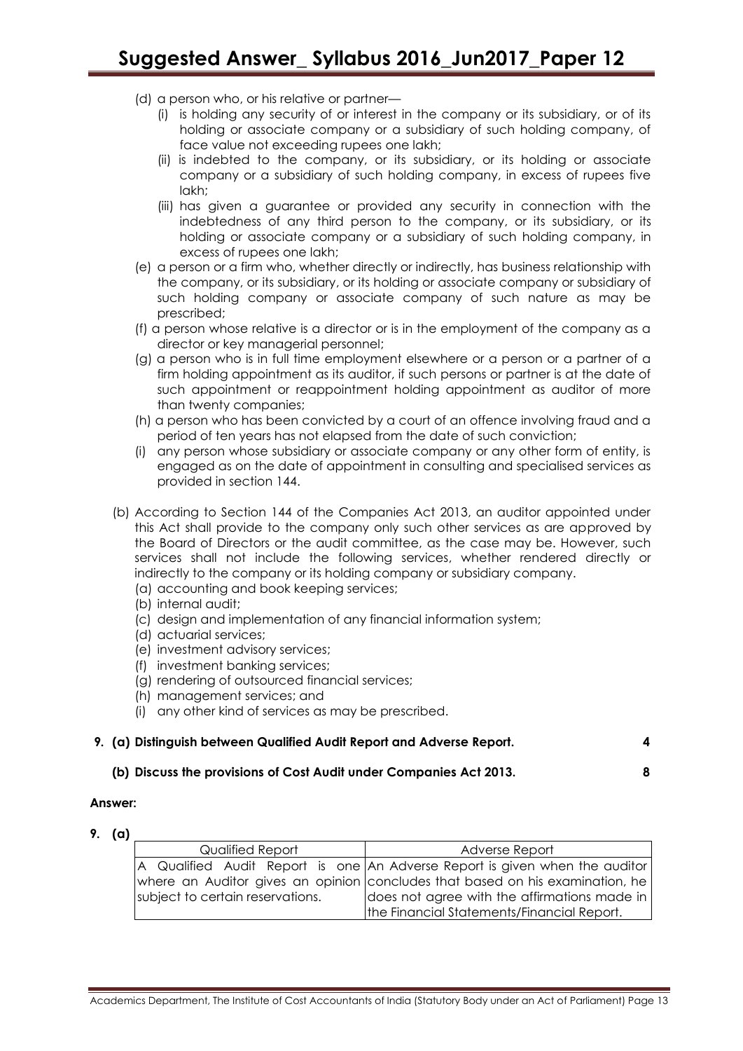(d) a person who, or his relative or partner—

(i) is holding any security of or interest in the company or its subsidiary, or of its holding or associate company or a subsidiary of such holding company, of face value not exceeding rupees one lakh;

(ii) is indebted to the company, or its subsidiary, or its holding or associate company or a subsidiary of such holding company, in excess of rupees five lakh;

(iii) has given a guarantee or provided any security in connection with the indebtedness of any third person to the company, or its subsidiary, or its holding or associate company or a subsidiary of such holding company, in excess of rupees one lakh;

(e) a person or a firm who, whether directly or indirectly, has business relationship with the company, or its subsidiary, or its holding or associate company or subsidiary of such holding company or associate company of such nature as may be prescribed;

(f) a person whose relative is a director or is in the employment of the company as a director or key managerial personnel;

(g) a person who is in full time employment elsewhere or a person or a partner of a firm holding appointment as its auditor, if such persons or partner is at the date of such appointment or reappointment holding appointment as auditor of more than twenty companies;

(h) a person who has been convicted by a court of an offence involving fraud and a period of ten years has not elapsed from the date of such conviction;

(i) any person whose subsidiary or associate company or any other form of entity, is engaged as on the date of appointment in consulting and specialised services as provided in section 144.

(b) According to Section 144 of the Companies Act 2013, an auditor appointed under this Act shall provide to the company only such other services as are approved by the Board of Directors or the audit committee, as the case may be. However, such services shall not include the following services, whether rendered directly or indirectly to the company or its holding company or subsidiary company.

(a) accounting and book keeping services;

(b) internal audit;

(c) design and implementation of any financial information system;

(d) actuarial services;

(e) investment advisory services;

(f) investment banking services;

(g) rendering of outsourced financial services;

(h) management services; and

(i) any other kind of services as may be prescribed.

**9. (a) Distinguish between Qualified Audit Report and Adverse Report. 4**

**(b) Discuss the provisions of Cost Audit under Companies Act 2013. 8**

**Answer:**

**9. (a)**

| Qualified Report | Adverse Report |
|---|---|
| A Qualified Audit Report is one where an Auditor gives an opinion subject to certain reservations. | An Adverse Report is given when the auditor concludes that based on his examination, he does not agree with the affirmations made in the Financial Statements/Financial Report. |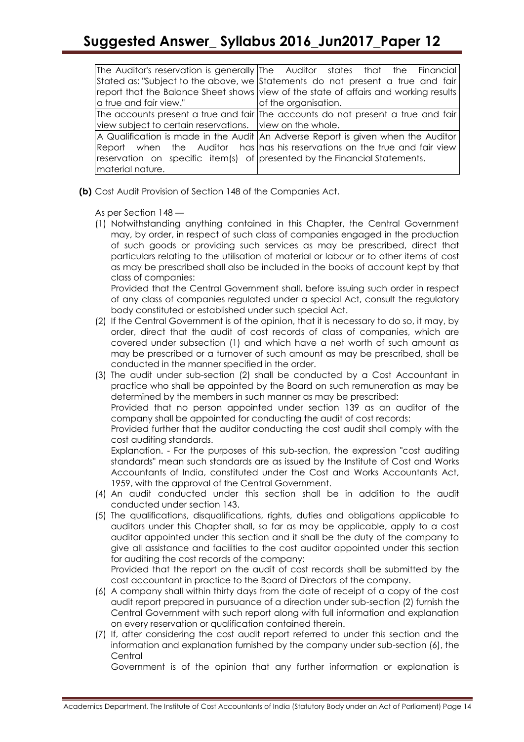| | |
|---|---|
| The Auditor's reservation is generally Stated as: "Subject to the above, we report that the Balance Sheet shows a true and fair view." | The Auditor states that the Financial Statements do not present a true and fair view of the state of affairs and working results of the organisation. |
| The accounts present a true and fair view subject to certain reservations. | The accounts do not present a true and fair view on the whole. |
| A Qualification is made in the Audit Report when the Auditor has reservation on specific item(s) of material nature. | An Adverse Report is given when the Auditor has his reservations on the true and fair view presented by the Financial Statements. |

**(b)** Cost Audit Provision of Section 148 of the Companies Act.

As per Section 148 —

(1) Notwithstanding anything contained in this Chapter, the Central Government may, by order, in respect of such class of companies engaged in the production of such goods or providing such services as may be prescribed, direct that particulars relating to the utilisation of material or labour or to other items of cost as may be prescribed shall also be included in the books of account kept by that class of companies:
Provided that the Central Government shall, before issuing such order in respect of any class of companies regulated under a special Act, consult the regulatory body constituted or established under such special Act.

(2) If the Central Government is of the opinion, that it is necessary to do so, it may, by order, direct that the audit of cost records of class of companies, which are covered under subsection (1) and which have a net worth of such amount as may be prescribed or a turnover of such amount as may be prescribed, shall be conducted in the manner specified in the order.

(3) The audit under sub-section (2) shall be conducted by a Cost Accountant in practice who shall be appointed by the Board on such remuneration as may be determined by the members in such manner as may be prescribed:
Provided that no person appointed under section 139 as an auditor of the company shall be appointed for conducting the audit of cost records:
Provided further that the auditor conducting the cost audit shall comply with the cost auditing standards.
Explanation. - For the purposes of this sub-section, the expression "cost auditing standards" mean such standards are as issued by the Institute of Cost and Works Accountants of India, constituted under the Cost and Works Accountants Act, 1959, with the approval of the Central Government.

(4) An audit conducted under this section shall be in addition to the audit conducted under section 143.

(5) The qualifications, disqualifications, rights, duties and obligations applicable to auditors under this Chapter shall, so far as may be applicable, apply to a cost auditor appointed under this section and it shall be the duty of the company to give all assistance and facilities to the cost auditor appointed under this section for auditing the cost records of the company:
Provided that the report on the audit of cost records shall be submitted by the cost accountant in practice to the Board of Directors of the company.

(6) A company shall within thirty days from the date of receipt of a copy of the cost audit report prepared in pursuance of a direction under sub-section (2) furnish the Central Government with such report along with full information and explanation on every reservation or qualification contained therein.

(7) If, after considering the cost audit report referred to under this section and the information and explanation furnished by the company under sub-section (6), the Central
Government is of the opinion that any further information or explanation is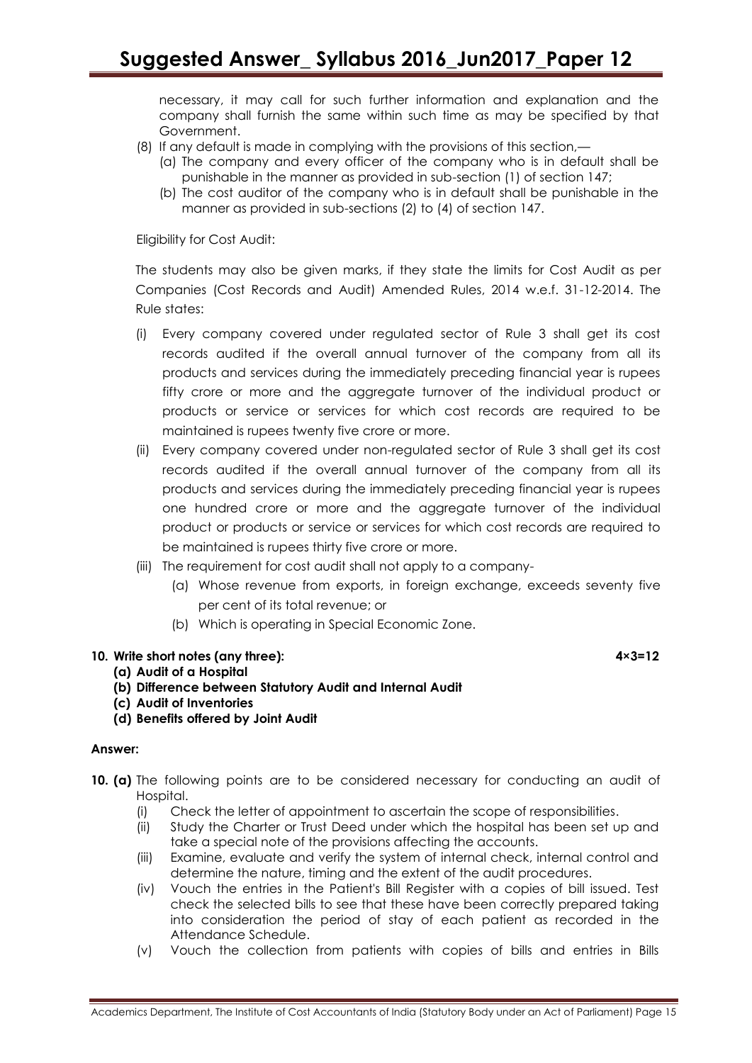necessary, it may call for such further information and explanation and the company shall furnish the same within such time as may be specified by that Government.

(8) If any default is made in complying with the provisions of this section,—
   (a) The company and every officer of the company who is in default shall be punishable in the manner as provided in sub-section (1) of section 147;
   (b) The cost auditor of the company who is in default shall be punishable in the manner as provided in sub-sections (2) to (4) of section 147.

Eligibility for Cost Audit:

The students may also be given marks, if they state the limits for Cost Audit as per Companies (Cost Records and Audit) Amended Rules, 2014 w.e.f. 31-12-2014. The Rule states:

(i) Every company covered under regulated sector of Rule 3 shall get its cost records audited if the overall annual turnover of the company from all its products and services during the immediately preceding financial year is rupees fifty crore or more and the aggregate turnover of the individual product or products or service or services for which cost records are required to be maintained is rupees twenty five crore or more.

(ii) Every company covered under non-regulated sector of Rule 3 shall get its cost records audited if the overall annual turnover of the company from all its products and services during the immediately preceding financial year is rupees one hundred crore or more and the aggregate turnover of the individual product or products or service or services for which cost records are required to be maintained is rupees thirty five crore or more.

(iii) The requirement for cost audit shall not apply to a company-
   (a) Whose revenue from exports, in foreign exchange, exceeds seventy five per cent of its total revenue; or
   (b) Which is operating in Special Economic Zone.

**10. Write short notes (any three):** **4×3=12**

**(a) Audit of a Hospital**

**(b) Difference between Statutory Audit and Internal Audit**

**(c) Audit of Inventories**

**(d) Benefits offered by Joint Audit**

**Answer:**

**10. (a)** The following points are to be considered necessary for conducting an audit of Hospital.

(i) Check the letter of appointment to ascertain the scope of responsibilities.

(ii) Study the Charter or Trust Deed under which the hospital has been set up and take a special note of the provisions affecting the accounts.

(iii) Examine, evaluate and verify the system of internal check, internal control and determine the nature, timing and the extent of the audit procedures.

(iv) Vouch the entries in the Patient's Bill Register with a copies of bill issued. Test check the selected bills to see that these have been correctly prepared taking into consideration the period of stay of each patient as recorded in the Attendance Schedule.

(v) Vouch the collection from patients with copies of bills and entries in Bills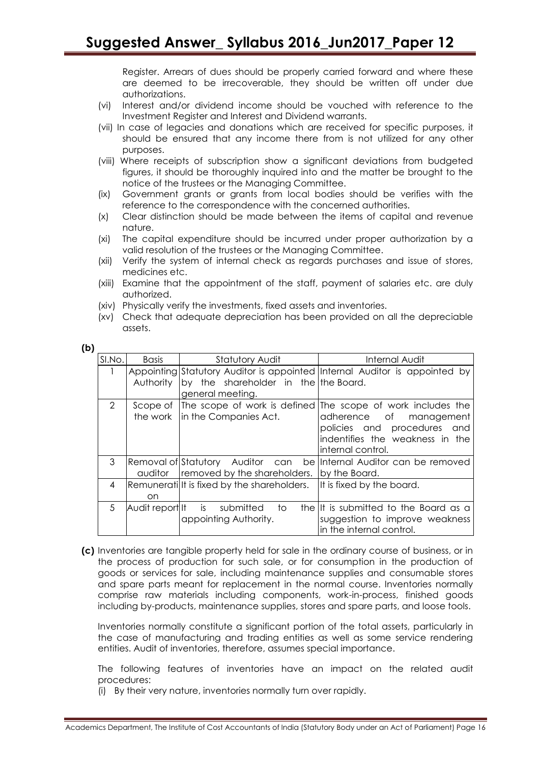Register. Arrears of dues should be properly carried forward and where these are deemed to be irrecoverable, they should be written off under due authorizations.

(vi) Interest and/or dividend income should be vouched with reference to the Investment Register and Interest and Dividend warrants.

(vii) In case of legacies and donations which are received for specific purposes, it should be ensured that any income there from is not utilized for any other purposes.

(viii) Where receipts of subscription show a significant deviations from budgeted figures, it should be thoroughly inquired into and the matter be brought to the notice of the trustees or the Managing Committee.

(ix) Government grants or grants from local bodies should be verifies with the reference to the correspondence with the concerned authorities.

(x) Clear distinction should be made between the items of capital and revenue nature.

(xi) The capital expenditure should be incurred under proper authorization by a valid resolution of the trustees or the Managing Committee.

(xii) Verify the system of internal check as regards purchases and issue of stores, medicines etc.

(xiii) Examine that the appointment of the staff, payment of salaries etc. are duly authorized.

(xiv) Physically verify the investments, fixed assets and inventories.

(xv) Check that adequate depreciation has been provided on all the depreciable assets.

**(b)**

| Sl.No. | Basis | Statutory Audit | Internal Audit |
|---|---|---|---|
| 1 | Appointing Authority | Statutory Auditor is appointed by the shareholder in the general meeting. | Internal Auditor is appointed by the Board. |
| 2 | Scope of the work | The scope of work is defined in the Companies Act. | The scope of work includes the adherence of management policies and procedures and indentifies the weakness in the internal control. |
| 3 | Removal of auditor | Statutory Auditor can be removed by the shareholders. | Internal Auditor can be removed by the Board. |
| 4 | Remuneration | It is fixed by the shareholders. | It is fixed by the board. |
| 5 | Audit report | It is submitted to the appointing Authority. | It is submitted to the Board as a suggestion to improve weakness in the internal control. |

**(c)** Inventories are tangible property held for sale in the ordinary course of business, or in the process of production for such sale, or for consumption in the production of goods or services for sale, including maintenance supplies and consumable stores and spare parts meant for replacement in the normal course. Inventories normally comprise raw materials including components, work-in-process, finished goods including by-products, maintenance supplies, stores and spare parts, and loose tools.

Inventories normally constitute a significant portion of the total assets, particularly in the case of manufacturing and trading entities as well as some service rendering entities. Audit of inventories, therefore, assumes special importance.

The following features of inventories have an impact on the related audit procedures:

(i) By their very nature, inventories normally turn over rapidly.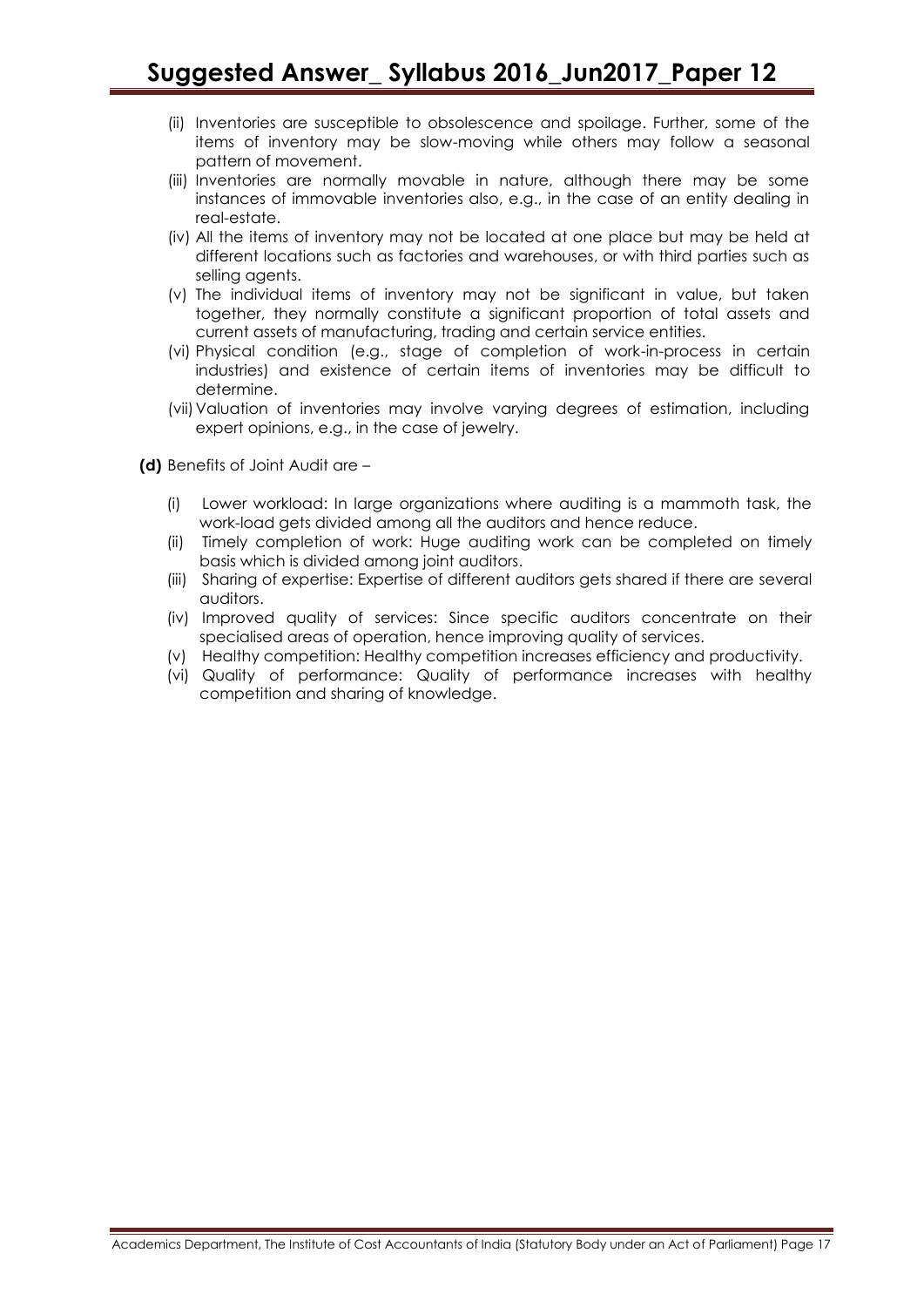(ii) Inventories are susceptible to obsolescence and spoilage. Further, some of the items of inventory may be slow-moving while others may follow a seasonal pattern of movement.

(iii) Inventories are normally movable in nature, although there may be some instances of immovable inventories also, e.g., in the case of an entity dealing in real-estate.

(iv) All the items of inventory may not be located at one place but may be held at different locations such as factories and warehouses, or with third parties such as selling agents.

(v) The individual items of inventory may not be significant in value, but taken together, they normally constitute a significant proportion of total assets and current assets of manufacturing, trading and certain service entities.

(vi) Physical condition (e.g., stage of completion of work-in-process in certain industries) and existence of certain items of inventories may be difficult to determine.

(vii) Valuation of inventories may involve varying degrees of estimation, including expert opinions, e.g., in the case of jewelry.

**(d)** Benefits of Joint Audit are –

(i) Lower workload: In large organizations where auditing is a mammoth task, the work-load gets divided among all the auditors and hence reduce.

(ii) Timely completion of work: Huge auditing work can be completed on timely basis which is divided among joint auditors.

(iii) Sharing of expertise: Expertise of different auditors gets shared if there are several auditors.

(iv) Improved quality of services: Since specific auditors concentrate on their specialised areas of operation, hence improving quality of services.

(v) Healthy competition: Healthy competition increases efficiency and productivity.

(vi) Quality of performance: Quality of performance increases with healthy competition and sharing of knowledge.